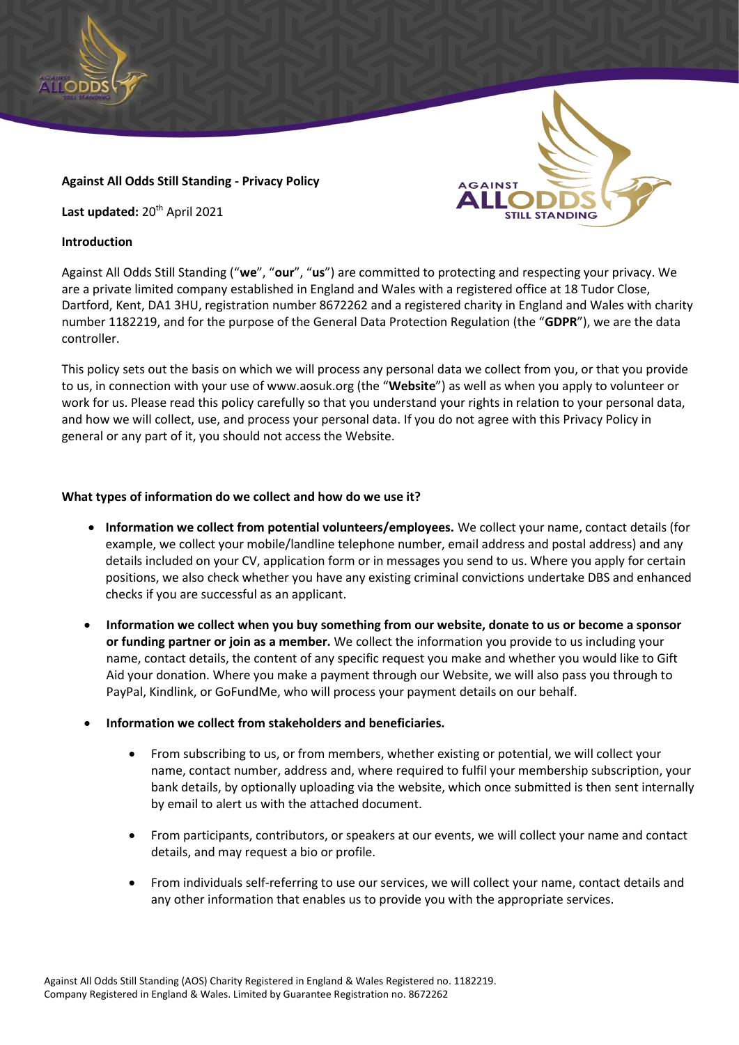**Against All Odds Still Standing - Privacy Policy**

**Last updated:** 20th April 2021

**Introduction**

Against All Odds Still Standing ("**we**", "**our**", "**us**") are committed to protecting and respecting your privacy. We are a private limited company established in England and Wales with a registered office at 18 Tudor Close, Dartford, Kent, DA1 3HU, registration number 8672262 and a registered charity in England and Wales with charity number 1182219, and for the purpose of the General Data Protection Regulation (the "**GDPR**"), we are the data controller.

This policy sets out the basis on which we will process any personal data we collect from you, or that you provide to us, in connection with your use of www.aosuk.org (the "**Website**") as well as when you apply to volunteer or work for us. Please read this policy carefully so that you understand your rights in relation to your personal data, and how we will collect, use, and process your personal data. If you do not agree with this Privacy Policy in general or any part of it, you should not access the Website.

**What types of information do we collect and how do we use it?**

- **Information we collect from potential volunteers/employees.** We collect your name, contact details (for example, we collect your mobile/landline telephone number, email address and postal address) and any details included on your CV, application form or in messages you send to us. Where you apply for certain positions, we also check whether you have any existing criminal convictions undertake DBS and enhanced checks if you are successful as an applicant.
- **Information we collect when you buy something from our website, donate to us or become a sponsor or funding partner or join as a member.** We collect the information you provide to us including your name, contact details, the content of any specific request you make and whether you would like to Gift Aid your donation. Where you make a payment through our Website, we will also pass you through to PayPal, Kindlink, or GoFundMe, who will process your payment details on our behalf.
- **Information we collect from stakeholders and beneficiaries.**
  - From subscribing to us, or from members, whether existing or potential, we will collect your name, contact number, address and, where required to fulfil your membership subscription, your bank details, by optionally uploading via the website, which once submitted is then sent internally by email to alert us with the attached document.
  - From participants, contributors, or speakers at our events, we will collect your name and contact details, and may request a bio or profile.
  - From individuals self-referring to use our services, we will collect your name, contact details and any other information that enables us to provide you with the appropriate services.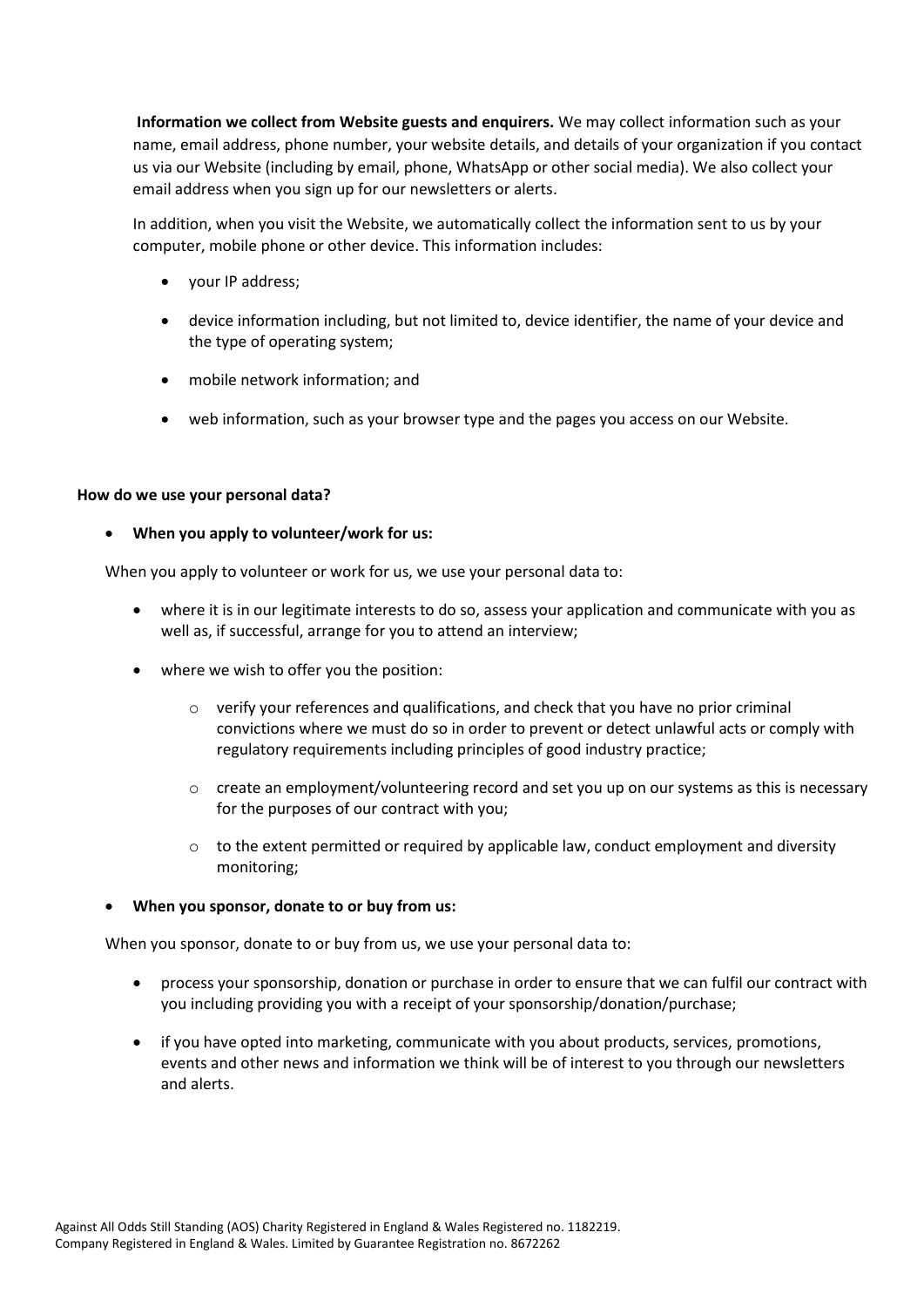**Information we collect from Website guests and enquirers.** We may collect information such as your name, email address, phone number, your website details, and details of your organization if you contact us via our Website (including by email, phone, WhatsApp or other social media). We also collect your email address when you sign up for our newsletters or alerts.

In addition, when you visit the Website, we automatically collect the information sent to us by your computer, mobile phone or other device. This information includes:

- your IP address;
- device information including, but not limited to, device identifier, the name of your device and the type of operating system;
- mobile network information; and
- web information, such as your browser type and the pages you access on our Website.

**How do we use your personal data?**

- **When you apply to volunteer/work for us:**

When you apply to volunteer or work for us, we use your personal data to:

- where it is in our legitimate interests to do so, assess your application and communicate with you as well as, if successful, arrange for you to attend an interview;
- where we wish to offer you the position:
    - verify your references and qualifications, and check that you have no prior criminal convictions where we must do so in order to prevent or detect unlawful acts or comply with regulatory requirements including principles of good industry practice;
    - create an employment/volunteering record and set you up on our systems as this is necessary for the purposes of our contract with you;
    - to the extent permitted or required by applicable law, conduct employment and diversity monitoring;

- **When you sponsor, donate to or buy from us:**

When you sponsor, donate to or buy from us, we use your personal data to:

- process your sponsorship, donation or purchase in order to ensure that we can fulfil our contract with you including providing you with a receipt of your sponsorship/donation/purchase;
- if you have opted into marketing, communicate with you about products, services, promotions, events and other news and information we think will be of interest to you through our newsletters and alerts.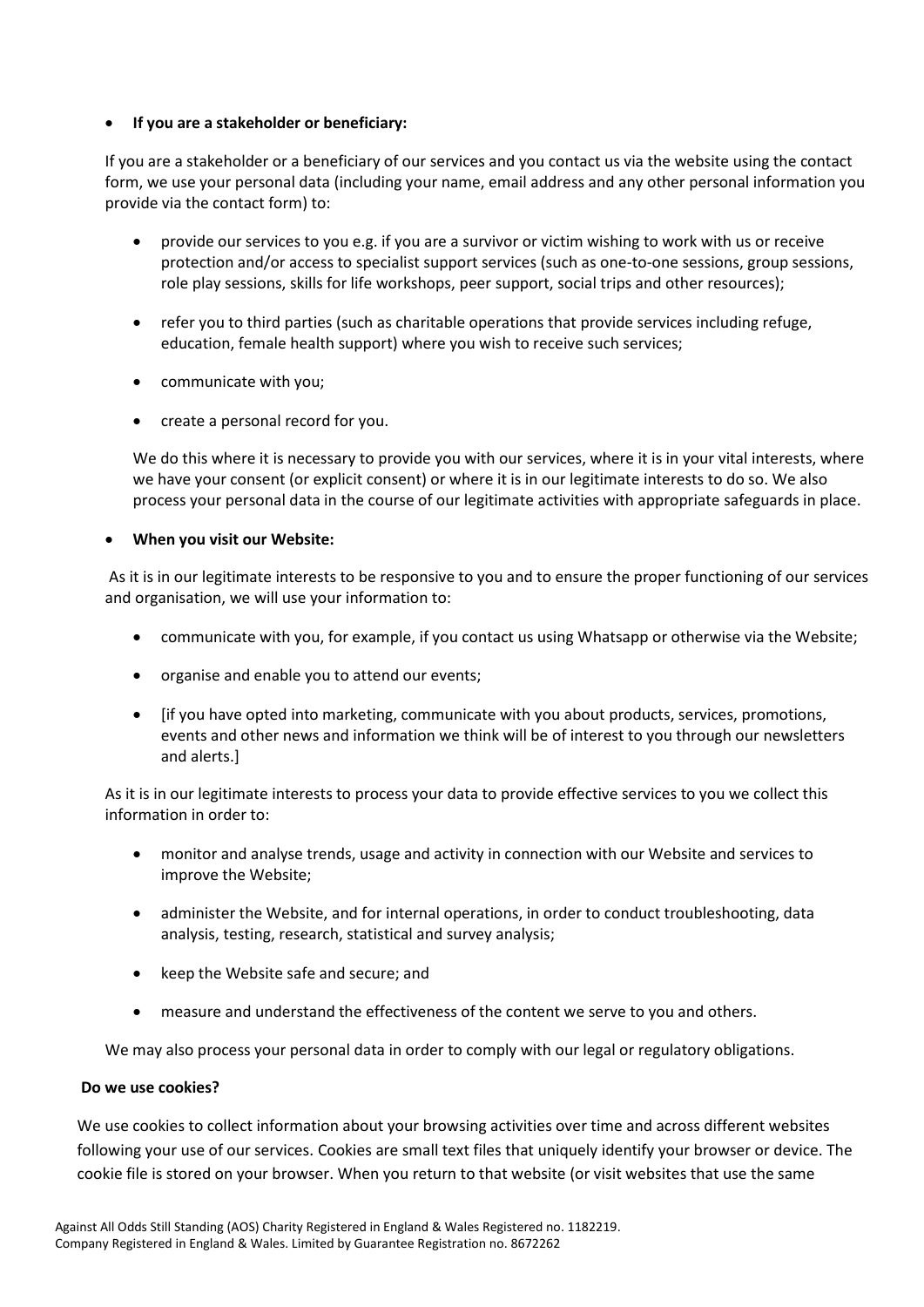- **If you are a stakeholder or beneficiary:**

  If you are a stakeholder or a beneficiary of our services and you contact us via the website using the contact form, we use your personal data (including your name, email address and any other personal information you provide via the contact form) to:

  - provide our services to you e.g. if you are a survivor or victim wishing to work with us or receive protection and/or access to specialist support services (such as one-to-one sessions, group sessions, role play sessions, skills for life workshops, peer support, social trips and other resources);
  - refer you to third parties (such as charitable operations that provide services including refuge, education, female health support) where you wish to receive such services;
  - communicate with you;
  - create a personal record for you.

  We do this where it is necessary to provide you with our services, where it is in your vital interests, where we have your consent (or explicit consent) or where it is in our legitimate interests to do so. We also process your personal data in the course of our legitimate activities with appropriate safeguards in place.

- **When you visit our Website:**

  As it is in our legitimate interests to be responsive to you and to ensure the proper functioning of our services and organisation, we will use your information to:

  - communicate with you, for example, if you contact us using Whatsapp or otherwise via the Website;
  - organise and enable you to attend our events;
  - [if you have opted into marketing, communicate with you about products, services, promotions, events and other news and information we think will be of interest to you through our newsletters and alerts.]

  As it is in our legitimate interests to process your data to provide effective services to you we collect this information in order to:

  - monitor and analyse trends, usage and activity in connection with our Website and services to improve the Website;
  - administer the Website, and for internal operations, in order to conduct troubleshooting, data analysis, testing, research, statistical and survey analysis;
  - keep the Website safe and secure; and
  - measure and understand the effectiveness of the content we serve to you and others.

  We may also process your personal data in order to comply with our legal or regulatory obligations.

**Do we use cookies?**

We use cookies to collect information about your browsing activities over time and across different websites following your use of our services. Cookies are small text files that uniquely identify your browser or device. The cookie file is stored on your browser. When you return to that website (or visit websites that use the same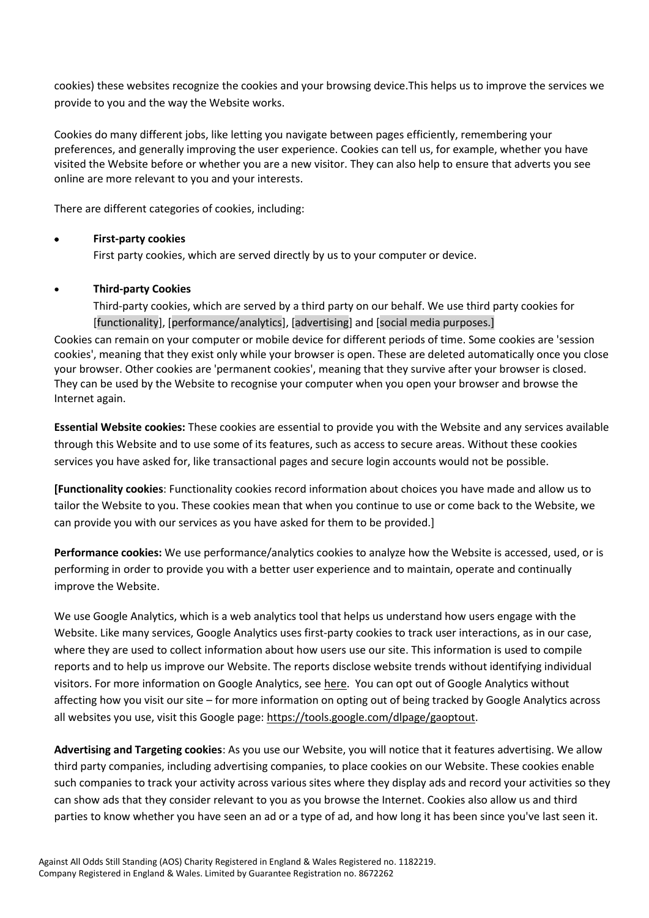cookies) these websites recognize the cookies and your browsing device.This helps us to improve the services we provide to you and the way the Website works.

Cookies do many different jobs, like letting you navigate between pages efficiently, remembering your preferences, and generally improving the user experience. Cookies can tell us, for example, whether you have visited the Website before or whether you are a new visitor. They can also help to ensure that adverts you see online are more relevant to you and your interests.

There are different categories of cookies, including:

- **First-party cookies**
  First party cookies, which are served directly by us to your computer or device.

- **Third-party Cookies**
  Third-party cookies, which are served by a third party on our behalf. We use third party cookies for [functionality], [performance/analytics], [advertising] and [social media purposes.]

Cookies can remain on your computer or mobile device for different periods of time. Some cookies are 'session cookies', meaning that they exist only while your browser is open. These are deleted automatically once you close your browser. Other cookies are 'permanent cookies', meaning that they survive after your browser is closed. They can be used by the Website to recognise your computer when you open your browser and browse the Internet again.

**Essential Website cookies:** These cookies are essential to provide you with the Website and any services available through this Website and to use some of its features, such as access to secure areas. Without these cookies services you have asked for, like transactional pages and secure login accounts would not be possible.

**[Functionality cookies**: Functionality cookies record information about choices you have made and allow us to tailor the Website to you. These cookies mean that when you continue to use or come back to the Website, we can provide you with our services as you have asked for them to be provided.]

**Performance cookies:** We use performance/analytics cookies to analyze how the Website is accessed, used, or is performing in order to provide you with a better user experience and to maintain, operate and continually improve the Website.

We use Google Analytics, which is a web analytics tool that helps us understand how users engage with the Website. Like many services, Google Analytics uses first-party cookies to track user interactions, as in our case, where they are used to collect information about how users use our site. This information is used to compile reports and to help us improve our Website. The reports disclose website trends without identifying individual visitors. For more information on Google Analytics, see here. You can opt out of Google Analytics without affecting how you visit our site – for more information on opting out of being tracked by Google Analytics across all websites you use, visit this Google page: https://tools.google.com/dlpage/gaoptout.

**Advertising and Targeting cookies**: As you use our Website, you will notice that it features advertising. We allow third party companies, including advertising companies, to place cookies on our Website. These cookies enable such companies to track your activity across various sites where they display ads and record your activities so they can show ads that they consider relevant to you as you browse the Internet. Cookies also allow us and third parties to know whether you have seen an ad or a type of ad, and how long it has been since you've last seen it.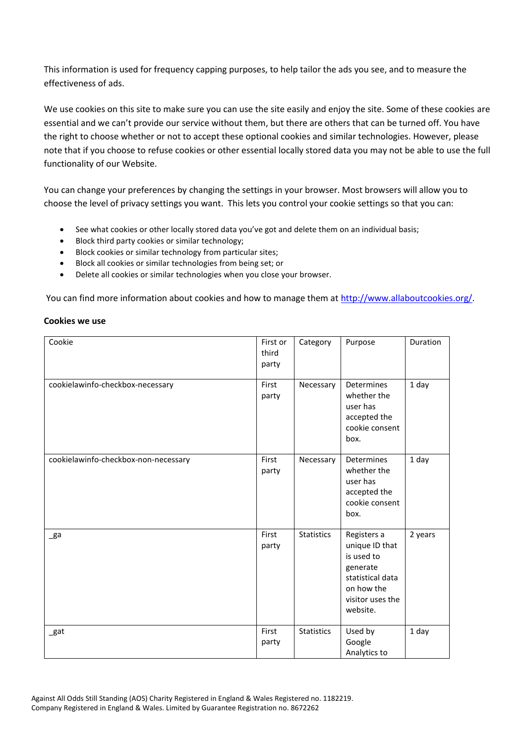This information is used for frequency capping purposes, to help tailor the ads you see, and to measure the effectiveness of ads.

We use cookies on this site to make sure you can use the site easily and enjoy the site. Some of these cookies are essential and we can't provide our service without them, but there are others that can be turned off. You have the right to choose whether or not to accept these optional cookies and similar technologies. However, please note that if you choose to refuse cookies or other essential locally stored data you may not be able to use the full functionality of our Website.

You can change your preferences by changing the settings in your browser. Most browsers will allow you to choose the level of privacy settings you want. This lets you control your cookie settings so that you can:

- See what cookies or other locally stored data you've got and delete them on an individual basis;
- Block third party cookies or similar technology;
- Block cookies or similar technology from particular sites;
- Block all cookies or similar technologies from being set; or
- Delete all cookies or similar technologies when you close your browser.

You can find more information about cookies and how to manage them at [http://www.allaboutcookies.org/](http://www.allaboutcookies.org/).

**Cookies we use**

| Cookie | First or third party | Category | Purpose | Duration |
|---|---|---|---|---|
| cookielawinfo-checkbox-necessary | First party | Necessary | Determines whether the user has accepted the cookie consent box. | 1 day |
| cookielawinfo-checkbox-non-necessary | First party | Necessary | Determines whether the user has accepted the cookie consent box. | 1 day |
| _ga | First party | Statistics | Registers a unique ID that is used to generate statistical data on how the visitor uses the website. | 2 years |
| _gat | First party | Statistics | Used by Google Analytics to | 1 day |

Against All Odds Still Standing (AOS) Charity Registered in England & Wales Registered no. 1182219.
Company Registered in England & Wales. Limited by Guarantee Registration no. 8672262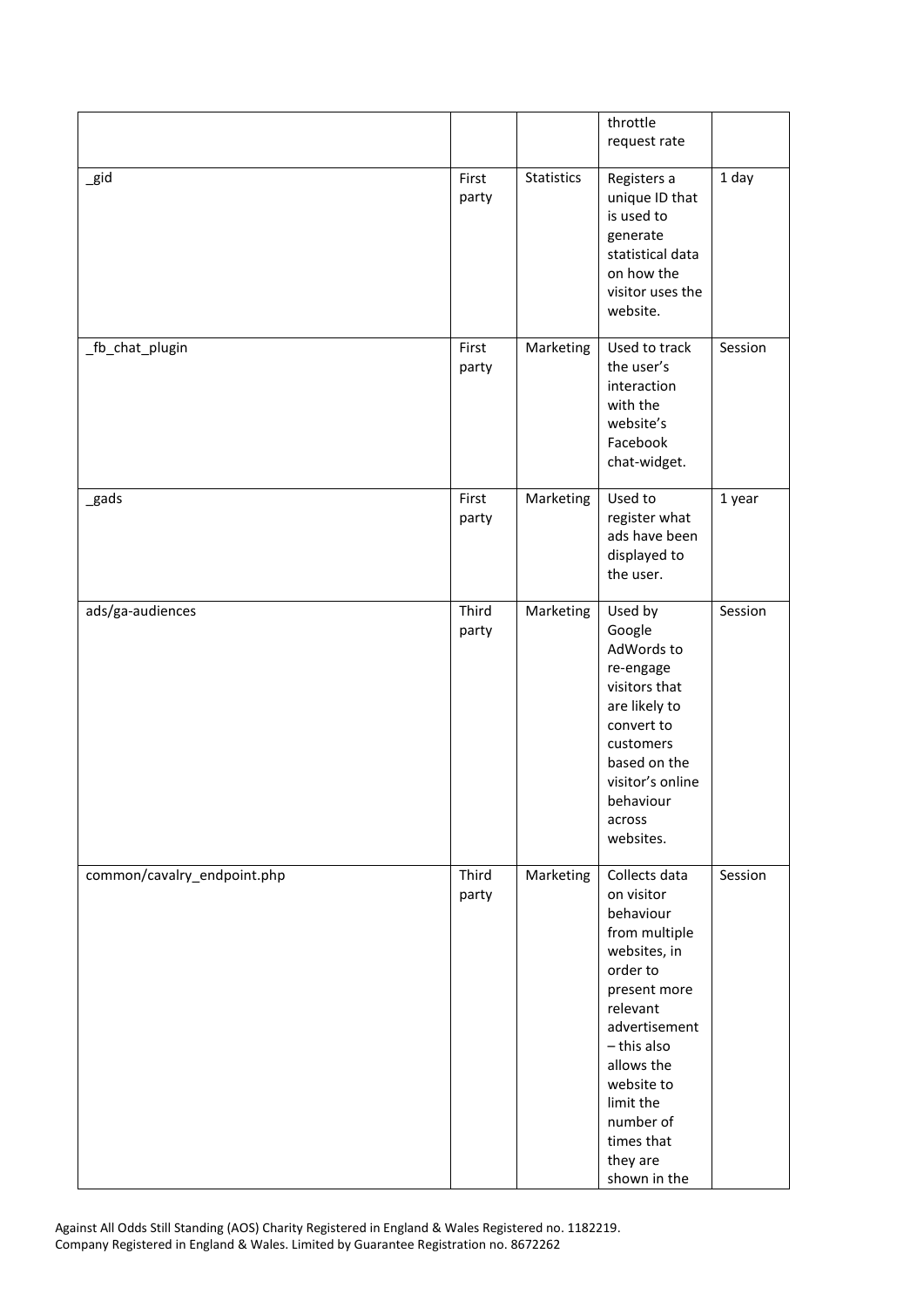| | | | throttle request rate | |
|---|---|---|---|---|
| _gid | First party | Statistics | Registers a unique ID that is used to generate statistical data on how the visitor uses the website. | 1 day |
| _fb_chat_plugin | First party | Marketing | Used to track the user's interaction with the website's Facebook chat-widget. | Session |
| _gads | First party | Marketing | Used to register what ads have been displayed to the user. | 1 year |
| ads/ga-audiences | Third party | Marketing | Used by Google AdWords to re-engage visitors that are likely to convert to customers based on the visitor's online behaviour across websites. | Session |
| common/cavalry_endpoint.php | Third party | Marketing | Collects data on visitor behaviour from multiple websites, in order to present more relevant advertisement – this also allows the website to limit the number of times that they are shown in the | Session |

Against All Odds Still Standing (AOS) Charity Registered in England & Wales Registered no. 1182219.
Company Registered in England & Wales. Limited by Guarantee Registration no. 8672262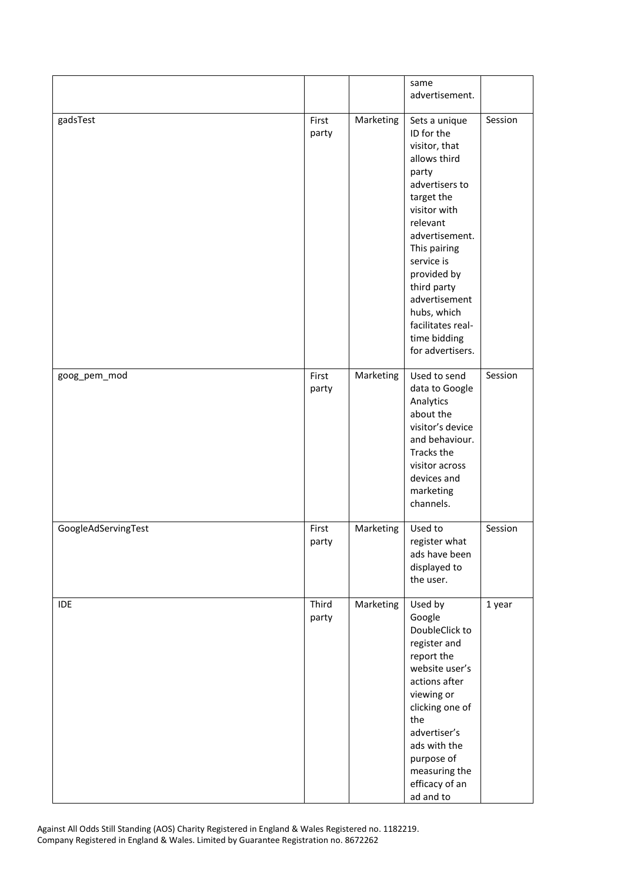|  |  |  | same advertisement. |  |
|---|---|---|---|---|
| gadsTest | First party | Marketing | Sets a unique ID for the visitor, that allows third party advertisers to target the visitor with relevant advertisement. This pairing service is provided by third party advertisement hubs, which facilitates real-time bidding for advertisers. | Session |
| goog_pem_mod | First party | Marketing | Used to send data to Google Analytics about the visitor's device and behaviour. Tracks the visitor across devices and marketing channels. | Session |
| GoogleAdServingTest | First party | Marketing | Used to register what ads have been displayed to the user. | Session |
| IDE | Third party | Marketing | Used by Google DoubleClick to register and report the website user's actions after viewing or clicking one of the advertiser's ads with the purpose of measuring the efficacy of an ad and to | 1 year |

Against All Odds Still Standing (AOS) Charity Registered in England & Wales Registered no. 1182219.
Company Registered in England & Wales. Limited by Guarantee Registration no. 8672262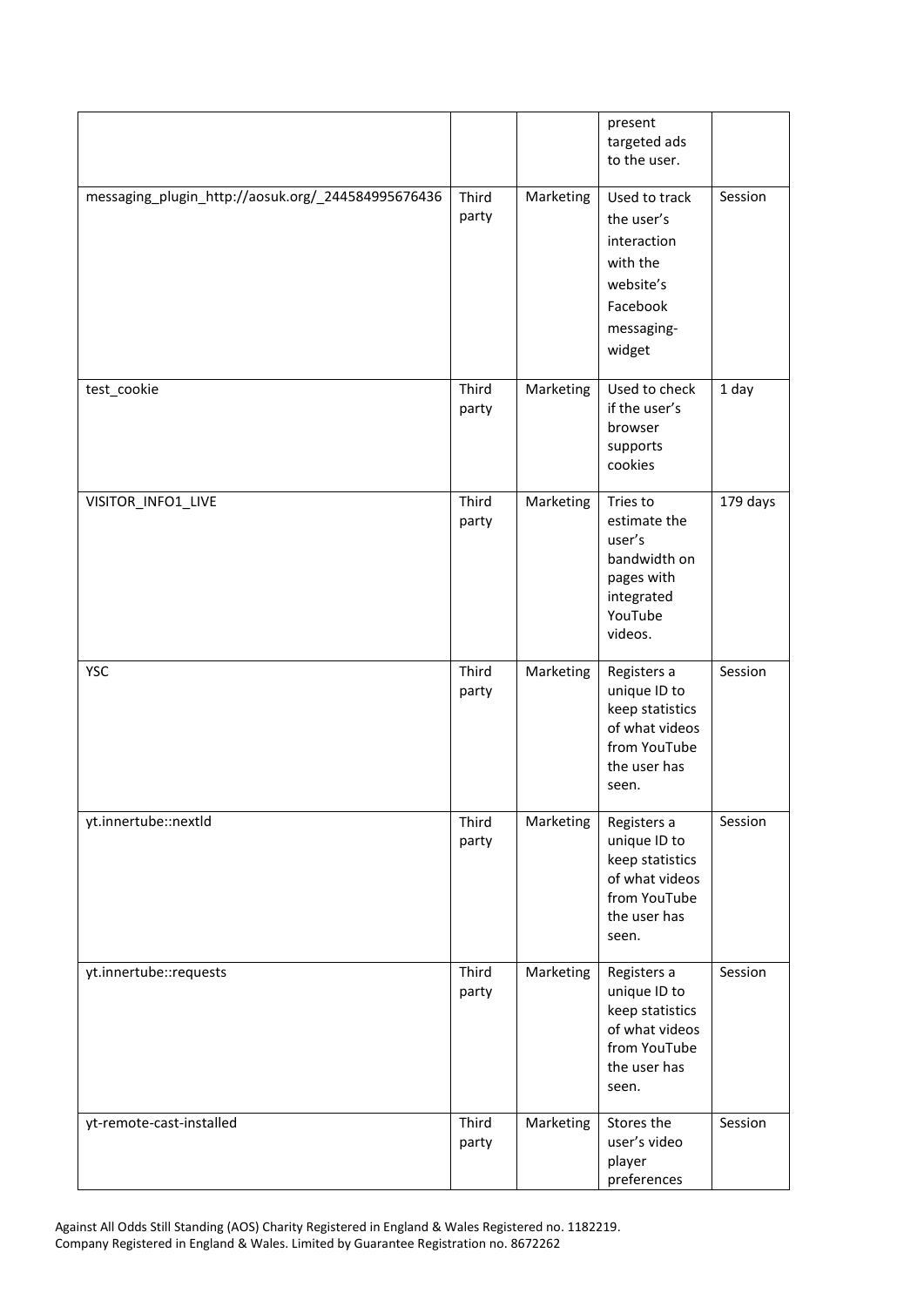| | | | present targeted ads to the user. | |
|---|---|---|---|---|
| messaging_plugin_http://aosuk.org/_244584995676436 | Third party | Marketing | Used to track the user's interaction with the website's Facebook messaging-widget | Session |
| test_cookie | Third party | Marketing | Used to check if the user's browser supports cookies | 1 day |
| VISITOR_INFO1_LIVE | Third party | Marketing | Tries to estimate the user's bandwidth on pages with integrated YouTube videos. | 179 days |
| YSC | Third party | Marketing | Registers a unique ID to keep statistics of what videos from YouTube the user has seen. | Session |
| yt.innertube::nextId | Third party | Marketing | Registers a unique ID to keep statistics of what videos from YouTube the user has seen. | Session |
| yt.innertube::requests | Third party | Marketing | Registers a unique ID to keep statistics of what videos from YouTube the user has seen. | Session |
| yt-remote-cast-installed | Third party | Marketing | Stores the user's video player preferences | Session |

Against All Odds Still Standing (AOS) Charity Registered in England & Wales Registered no. 1182219.
Company Registered in England & Wales. Limited by Guarantee Registration no. 8672262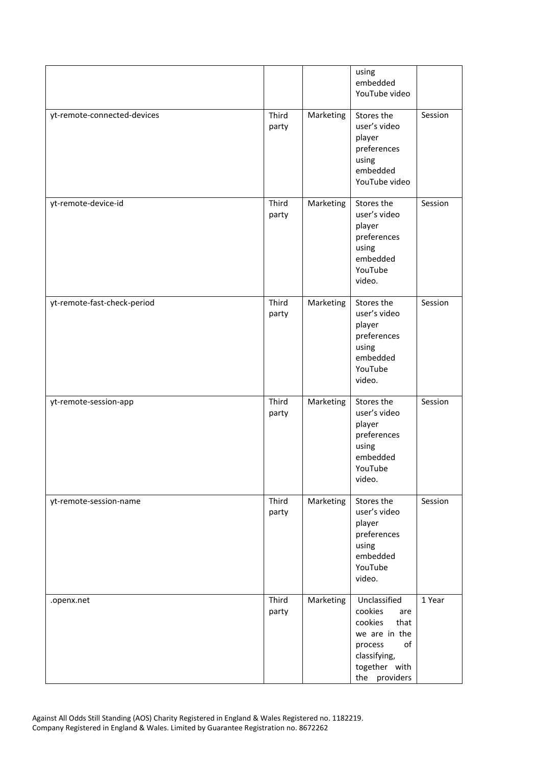| | | | | |
|---|---|---|---|---|
| | | | using embedded YouTube video | |
| yt-remote-connected-devices | Third party | Marketing | Stores the user's video player preferences using embedded YouTube video | Session |
| yt-remote-device-id | Third party | Marketing | Stores the user's video player preferences using embedded YouTube video. | Session |
| yt-remote-fast-check-period | Third party | Marketing | Stores the user's video player preferences using embedded YouTube video. | Session |
| yt-remote-session-app | Third party | Marketing | Stores the user's video player preferences using embedded YouTube video. | Session |
| yt-remote-session-name | Third party | Marketing | Stores the user's video player preferences using embedded YouTube video. | Session |
| .openx.net | Third party | Marketing | Unclassified cookies are cookies that we are in the process of classifying, together with the providers | 1 Year |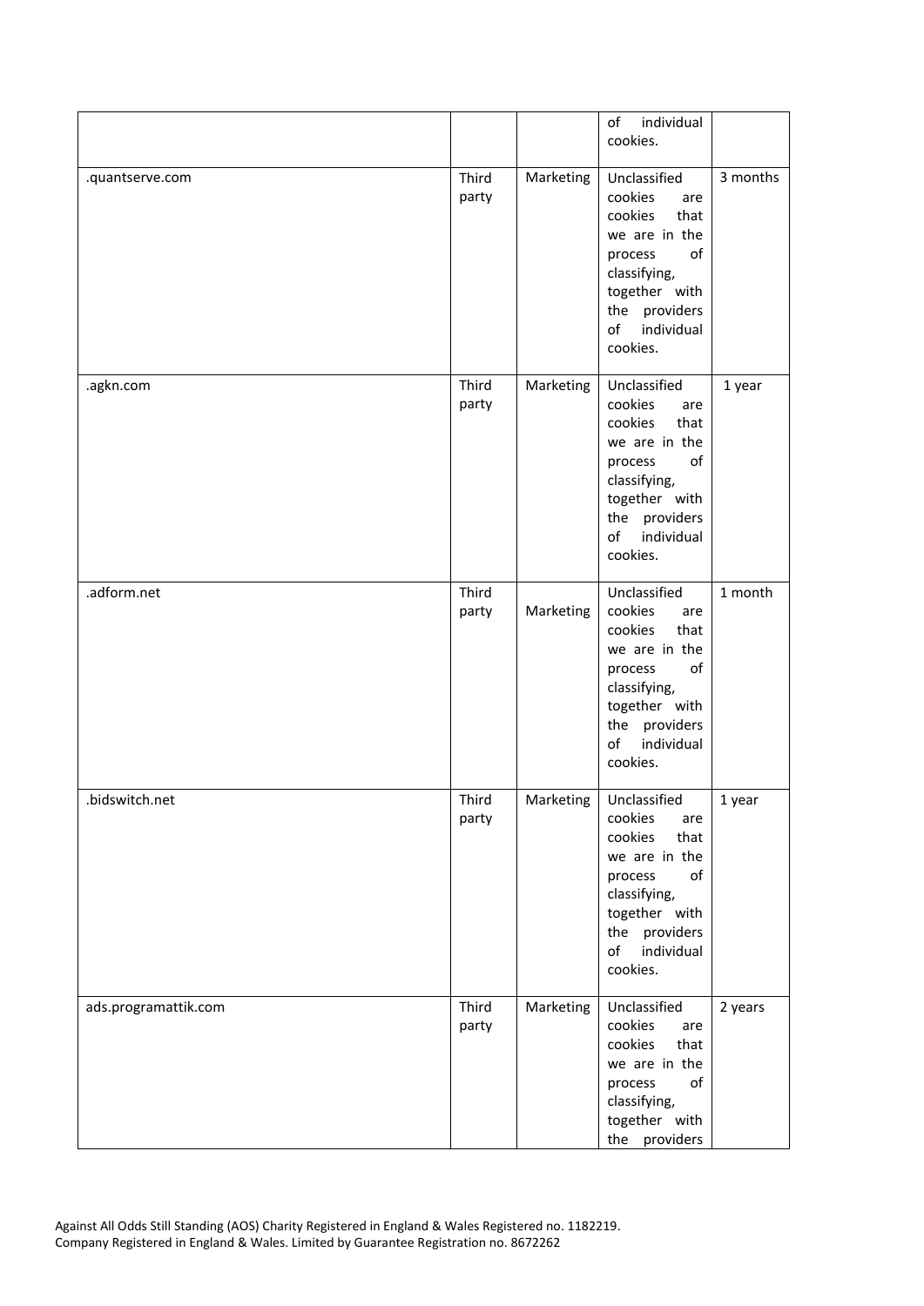| | | | of individual cookies. | |
|---|---|---|---|---|
| .quantserve.com | Third party | Marketing | Unclassified cookies are cookies that we are in the process of classifying, together with the providers of individual cookies. | 3 months |
| .agkn.com | Third party | Marketing | Unclassified cookies are cookies that we are in the process of classifying, together with the providers of individual cookies. | 1 year |
| .adform.net | Third party | Marketing | Unclassified cookies are cookies that we are in the process of classifying, together with the providers of individual cookies. | 1 month |
| .bidswitch.net | Third party | Marketing | Unclassified cookies are cookies that we are in the process of classifying, together with the providers of individual cookies. | 1 year |
| ads.programattik.com | Third party | Marketing | Unclassified cookies are cookies that we are in the process of classifying, together with the providers | 2 years |

Against All Odds Still Standing (AOS) Charity Registered in England & Wales Registered no. 1182219.
Company Registered in England & Wales. Limited by Guarantee Registration no. 8672262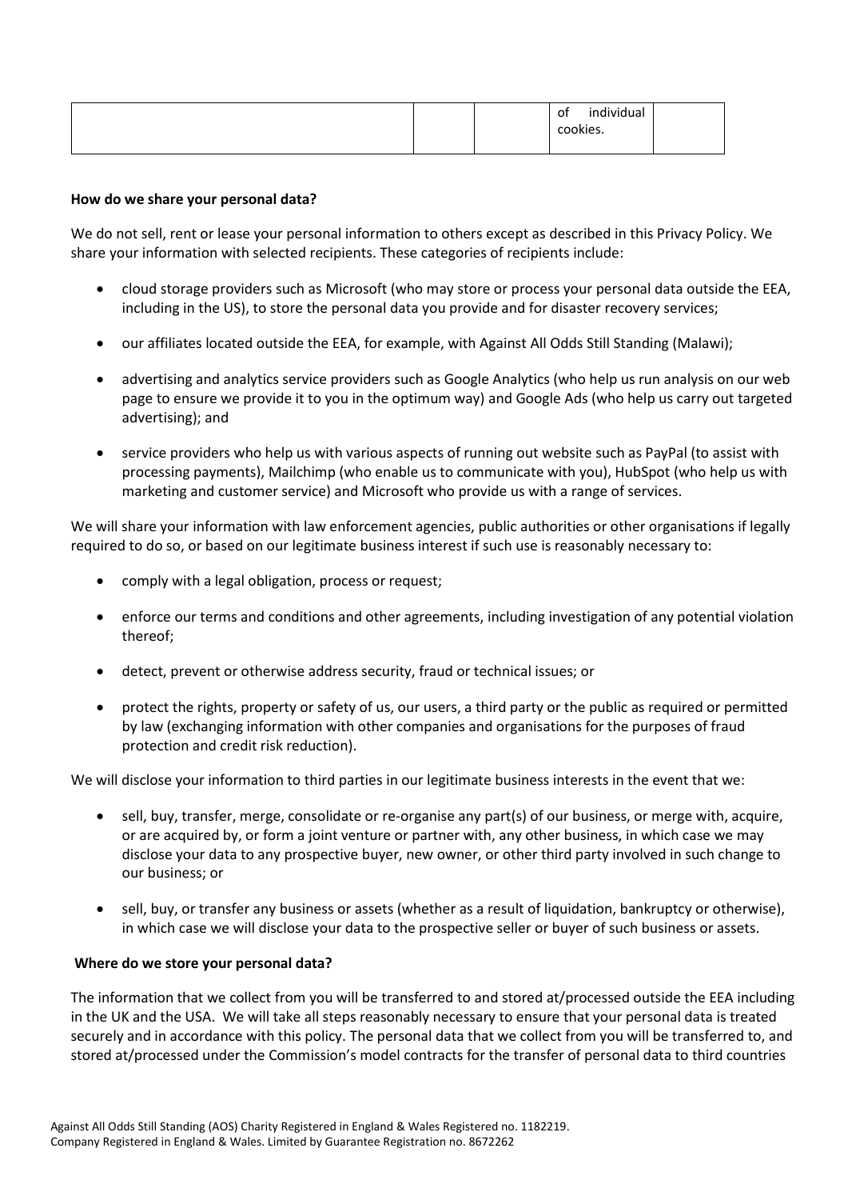|  |  |  | of individual cookies. |  |
|---|---|---|---|---|

**How do we share your personal data?**

We do not sell, rent or lease your personal information to others except as described in this Privacy Policy. We share your information with selected recipients. These categories of recipients include:

- cloud storage providers such as Microsoft (who may store or process your personal data outside the EEA, including in the US), to store the personal data you provide and for disaster recovery services;
- our affiliates located outside the EEA, for example, with Against All Odds Still Standing (Malawi);
- advertising and analytics service providers such as Google Analytics (who help us run analysis on our web page to ensure we provide it to you in the optimum way) and Google Ads (who help us carry out targeted advertising); and
- service providers who help us with various aspects of running out website such as PayPal (to assist with processing payments), Mailchimp (who enable us to communicate with you), HubSpot (who help us with marketing and customer service) and Microsoft who provide us with a range of services.

We will share your information with law enforcement agencies, public authorities or other organisations if legally required to do so, or based on our legitimate business interest if such use is reasonably necessary to:

- comply with a legal obligation, process or request;
- enforce our terms and conditions and other agreements, including investigation of any potential violation thereof;
- detect, prevent or otherwise address security, fraud or technical issues; or
- protect the rights, property or safety of us, our users, a third party or the public as required or permitted by law (exchanging information with other companies and organisations for the purposes of fraud protection and credit risk reduction).

We will disclose your information to third parties in our legitimate business interests in the event that we:

- sell, buy, transfer, merge, consolidate or re-organise any part(s) of our business, or merge with, acquire, or are acquired by, or form a joint venture or partner with, any other business, in which case we may disclose your data to any prospective buyer, new owner, or other third party involved in such change to our business; or
- sell, buy, or transfer any business or assets (whether as a result of liquidation, bankruptcy or otherwise), in which case we will disclose your data to the prospective seller or buyer of such business or assets.

**Where do we store your personal data?**

The information that we collect from you will be transferred to and stored at/processed outside the EEA including in the UK and the USA. We will take all steps reasonably necessary to ensure that your personal data is treated securely and in accordance with this policy. The personal data that we collect from you will be transferred to, and stored at/processed under the Commission's model contracts for the transfer of personal data to third countries

Against All Odds Still Standing (AOS) Charity Registered in England & Wales Registered no. 1182219.
Company Registered in England & Wales. Limited by Guarantee Registration no. 8672262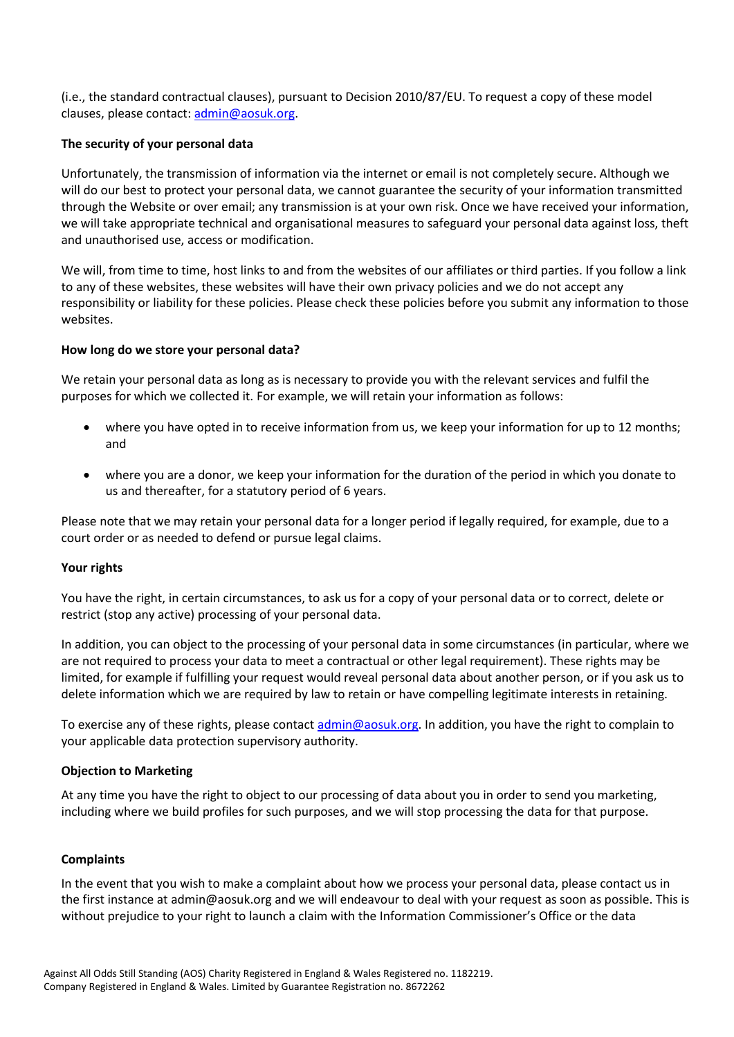(i.e., the standard contractual clauses), pursuant to Decision 2010/87/EU. To request a copy of these model clauses, please contact: admin@aosuk.org.

**The security of your personal data**

Unfortunately, the transmission of information via the internet or email is not completely secure. Although we will do our best to protect your personal data, we cannot guarantee the security of your information transmitted through the Website or over email; any transmission is at your own risk. Once we have received your information, we will take appropriate technical and organisational measures to safeguard your personal data against loss, theft and unauthorised use, access or modification.

We will, from time to time, host links to and from the websites of our affiliates or third parties. If you follow a link to any of these websites, these websites will have their own privacy policies and we do not accept any responsibility or liability for these policies. Please check these policies before you submit any information to those websites.

**How long do we store your personal data?**

We retain your personal data as long as is necessary to provide you with the relevant services and fulfil the purposes for which we collected it. For example, we will retain your information as follows:

- where you have opted in to receive information from us, we keep your information for up to 12 months; and
- where you are a donor, we keep your information for the duration of the period in which you donate to us and thereafter, for a statutory period of 6 years.

Please note that we may retain your personal data for a longer period if legally required, for example, due to a court order or as needed to defend or pursue legal claims.

**Your rights**

You have the right, in certain circumstances, to ask us for a copy of your personal data or to correct, delete or restrict (stop any active) processing of your personal data.

In addition, you can object to the processing of your personal data in some circumstances (in particular, where we are not required to process your data to meet a contractual or other legal requirement). These rights may be limited, for example if fulfilling your request would reveal personal data about another person, or if you ask us to delete information which we are required by law to retain or have compelling legitimate interests in retaining.

To exercise any of these rights, please contact admin@aosuk.org. In addition, you have the right to complain to your applicable data protection supervisory authority.

**Objection to Marketing**

At any time you have the right to object to our processing of data about you in order to send you marketing, including where we build profiles for such purposes, and we will stop processing the data for that purpose.

**Complaints**

In the event that you wish to make a complaint about how we process your personal data, please contact us in the first instance at admin@aosuk.org and we will endeavour to deal with your request as soon as possible. This is without prejudice to your right to launch a claim with the Information Commissioner's Office or the data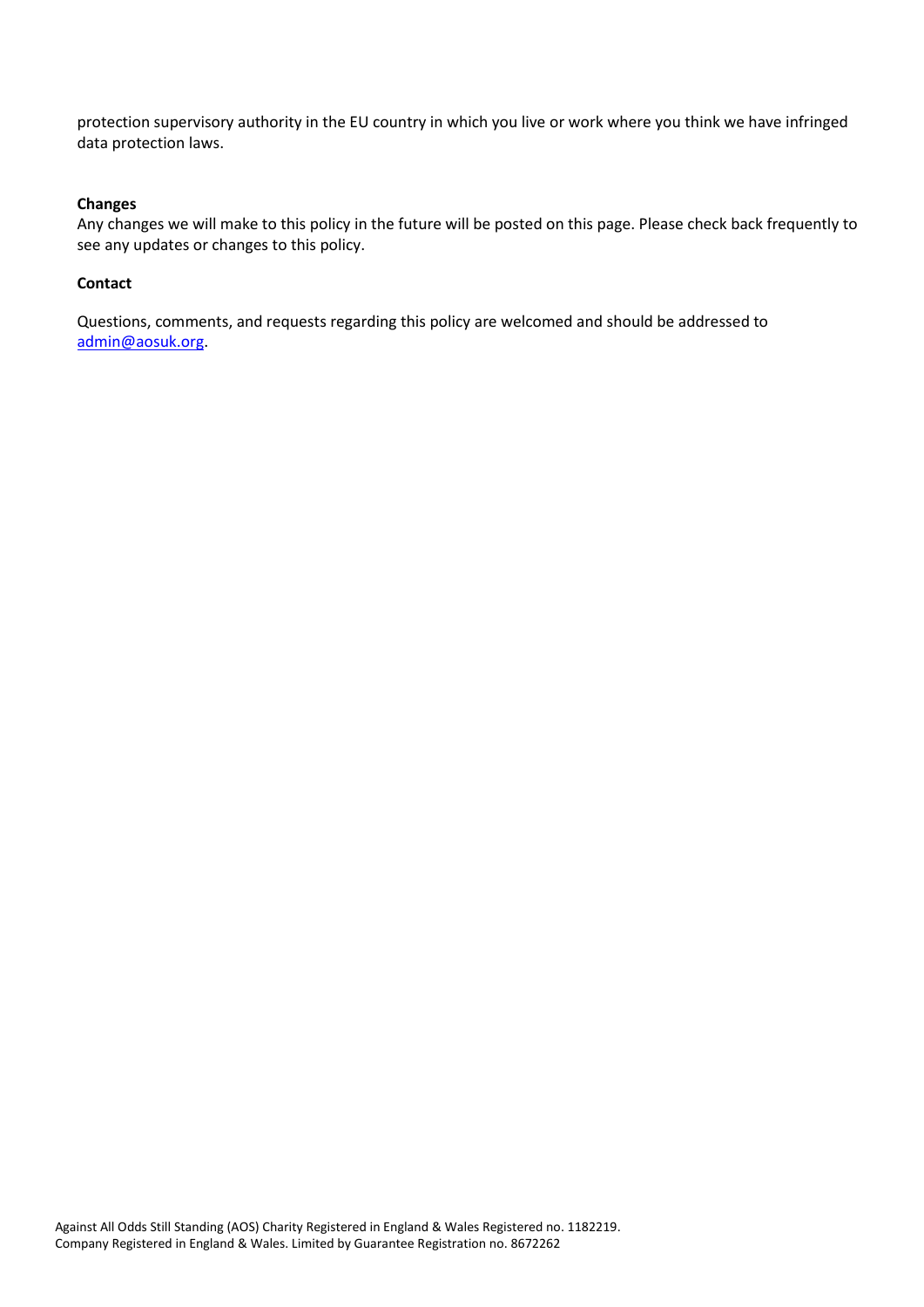protection supervisory authority in the EU country in which you live or work where you think we have infringed data protection laws.

**Changes**

Any changes we will make to this policy in the future will be posted on this page. Please check back frequently to see any updates or changes to this policy.

**Contact**

Questions, comments, and requests regarding this policy are welcomed and should be addressed to admin@aosuk.org.